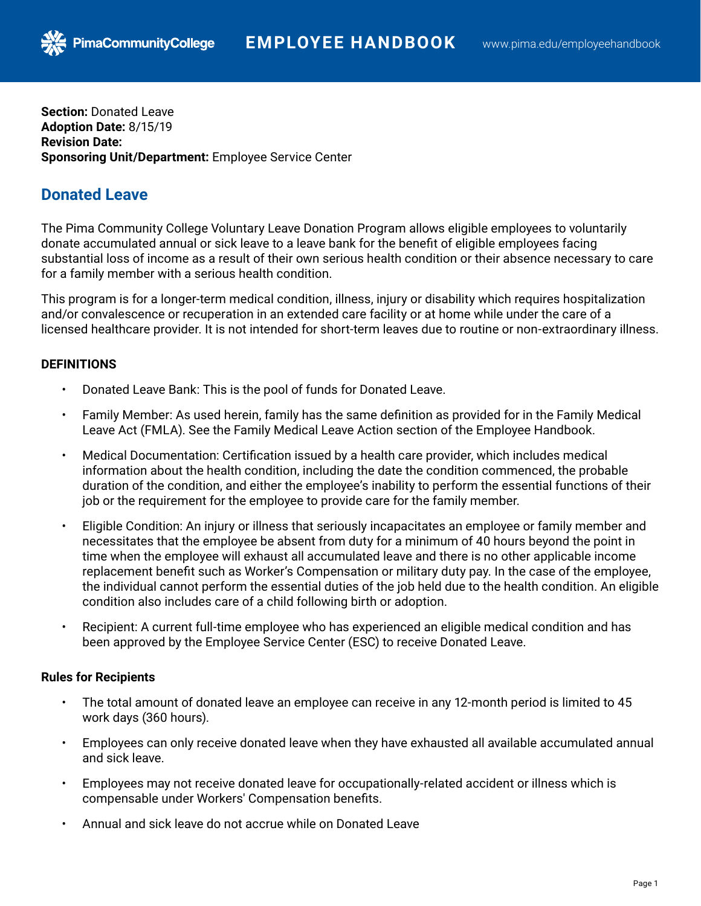**Section:** Donated Leave
**Adoption Date:** 8/15/19
**Revision Date:**
**Sponsoring Unit/Department:** Employee Service Center

## Donated Leave

The Pima Community College Voluntary Leave Donation Program allows eligible employees to voluntarily donate accumulated annual or sick leave to a leave bank for the benefit of eligible employees facing substantial loss of income as a result of their own serious health condition or their absence necessary to care for a family member with a serious health condition.

This program is for a longer-term medical condition, illness, injury or disability which requires hospitalization and/or convalescence or recuperation in an extended care facility or at home while under the care of a licensed healthcare provider. It is not intended for short-term leaves due to routine or non-extraordinary illness.

### DEFINITIONS

- Donated Leave Bank: This is the pool of funds for Donated Leave.
- Family Member: As used herein, family has the same definition as provided for in the Family Medical Leave Act (FMLA). See the Family Medical Leave Action section of the Employee Handbook.
- Medical Documentation: Certification issued by a health care provider, which includes medical information about the health condition, including the date the condition commenced, the probable duration of the condition, and either the employee's inability to perform the essential functions of their job or the requirement for the employee to provide care for the family member.
- Eligible Condition: An injury or illness that seriously incapacitates an employee or family member and necessitates that the employee be absent from duty for a minimum of 40 hours beyond the point in time when the employee will exhaust all accumulated leave and there is no other applicable income replacement benefit such as Worker's Compensation or military duty pay. In the case of the employee, the individual cannot perform the essential duties of the job held due to the health condition. An eligible condition also includes care of a child following birth or adoption.
- Recipient: A current full-time employee who has experienced an eligible medical condition and has been approved by the Employee Service Center (ESC) to receive Donated Leave.

### Rules for Recipients

- The total amount of donated leave an employee can receive in any 12-month period is limited to 45 work days (360 hours).
- Employees can only receive donated leave when they have exhausted all available accumulated annual and sick leave.
- Employees may not receive donated leave for occupationally-related accident or illness which is compensable under Workers' Compensation benefits.
- Annual and sick leave do not accrue while on Donated Leave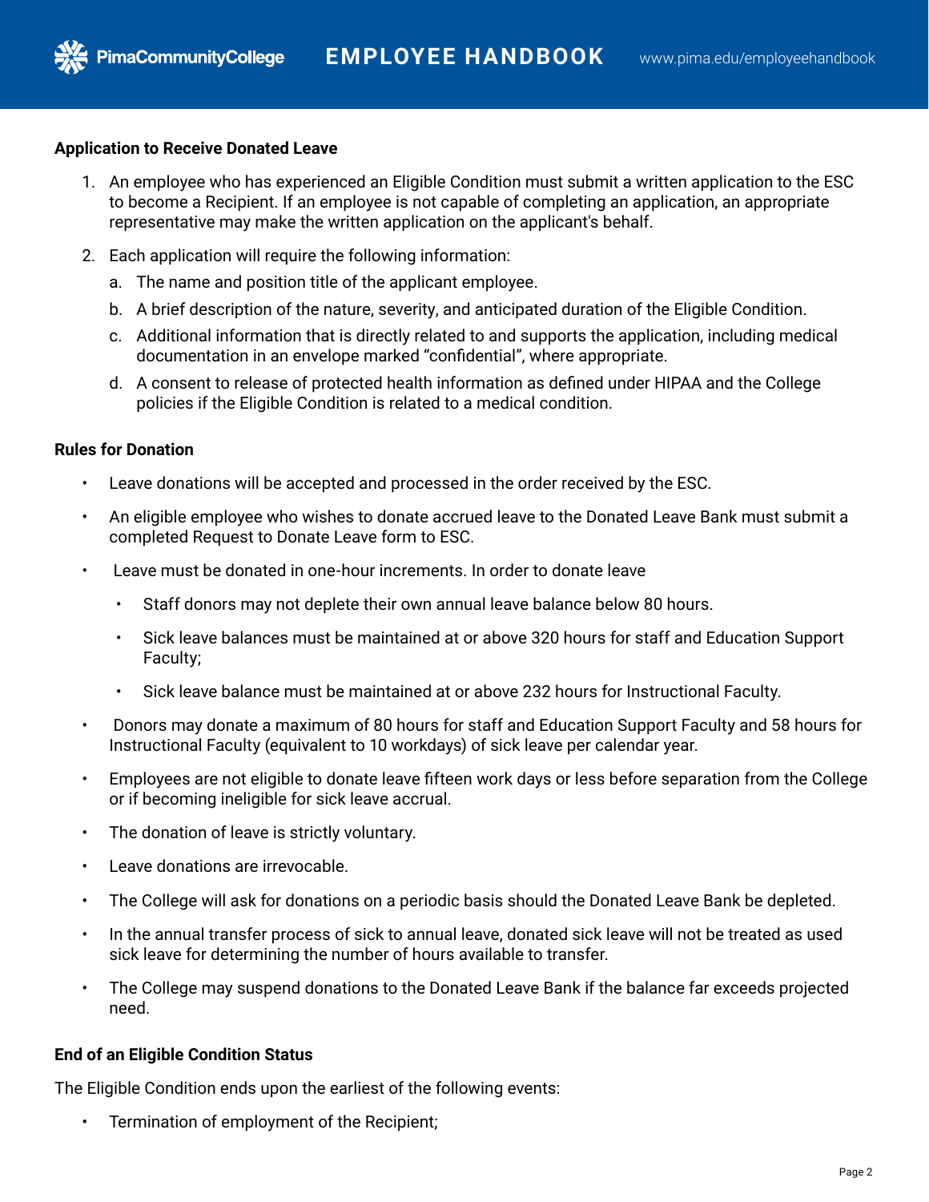**Application to Receive Donated Leave**

1. An employee who has experienced an Eligible Condition must submit a written application to the ESC to become a Recipient. If an employee is not capable of completing an application, an appropriate representative may make the written application on the applicant's behalf.
2. Each application will require the following information:
   a. The name and position title of the applicant employee.
   b. A brief description of the nature, severity, and anticipated duration of the Eligible Condition.
   c. Additional information that is directly related to and supports the application, including medical documentation in an envelope marked "confidential", where appropriate.
   d. A consent to release of protected health information as defined under HIPAA and the College policies if the Eligible Condition is related to a medical condition.

**Rules for Donation**

- Leave donations will be accepted and processed in the order received by the ESC.
- An eligible employee who wishes to donate accrued leave to the Donated Leave Bank must submit a completed Request to Donate Leave form to ESC.
- Leave must be donated in one-hour increments. In order to donate leave
  - Staff donors may not deplete their own annual leave balance below 80 hours.
  - Sick leave balances must be maintained at or above 320 hours for staff and Education Support Faculty;
  - Sick leave balance must be maintained at or above 232 hours for Instructional Faculty.
- Donors may donate a maximum of 80 hours for staff and Education Support Faculty and 58 hours for Instructional Faculty (equivalent to 10 workdays) of sick leave per calendar year.
- Employees are not eligible to donate leave fifteen work days or less before separation from the College or if becoming ineligible for sick leave accrual.
- The donation of leave is strictly voluntary.
- Leave donations are irrevocable.
- The College will ask for donations on a periodic basis should the Donated Leave Bank be depleted.
- In the annual transfer process of sick to annual leave, donated sick leave will not be treated as used sick leave for determining the number of hours available to transfer.
- The College may suspend donations to the Donated Leave Bank if the balance far exceeds projected need.

**End of an Eligible Condition Status**

The Eligible Condition ends upon the earliest of the following events:

- Termination of employment of the Recipient;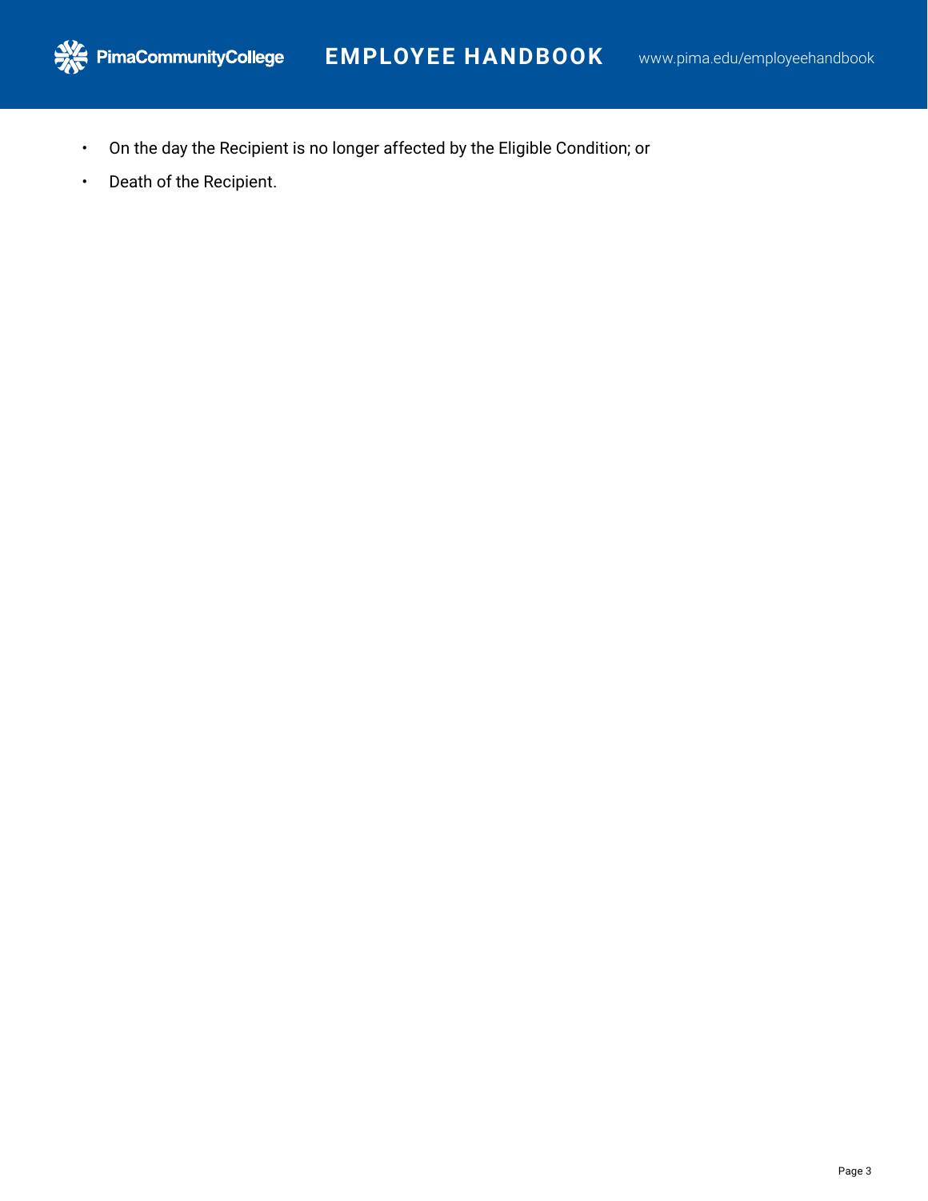- On the day the Recipient is no longer affected by the Eligible Condition; or
- Death of the Recipient.